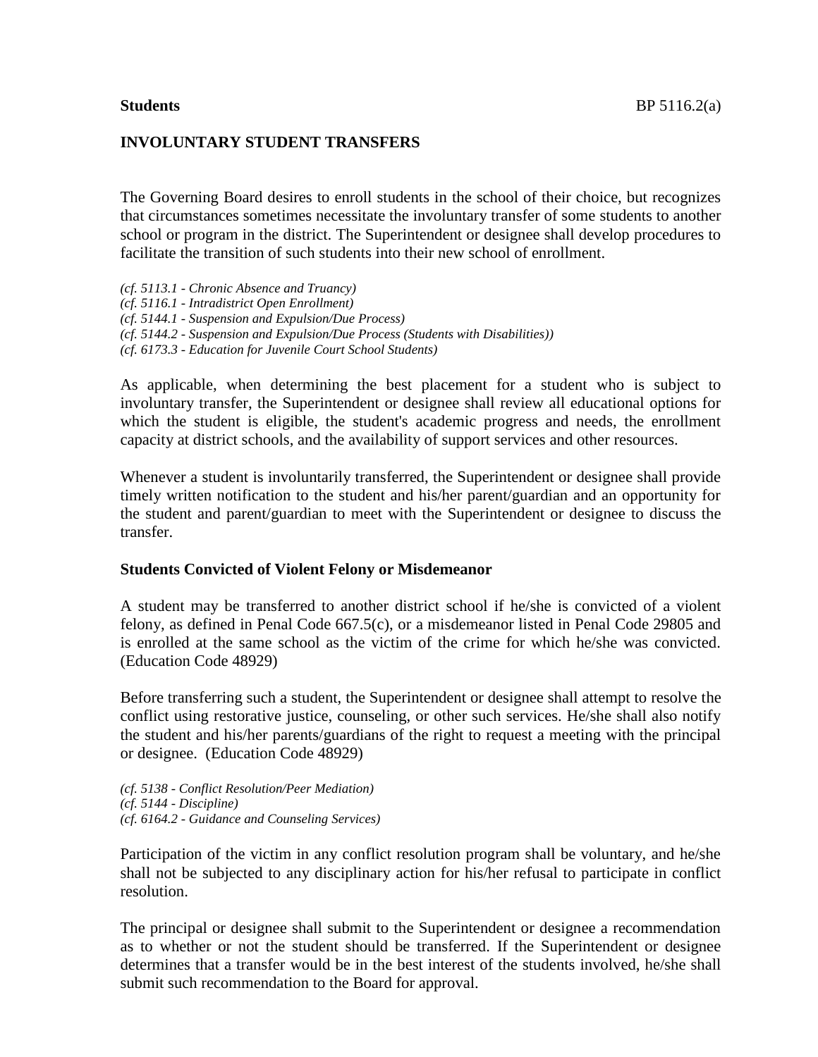**Students**

# INVOLUNTARY STUDENT TRANSFERS

The Governing Board desires to enroll students in the school of their choice, but recognizes that circumstances sometimes necessitate the involuntary transfer of some students to another school or program in the district. The Superintendent or designee shall develop procedures to facilitate the transition of such students into their new school of enrollment.

*(cf. 5113.1 - Chronic Absence and Truancy)*
*(cf. 5116.1 - Intradistrict Open Enrollment)*
*(cf. 5144.1 - Suspension and Expulsion/Due Process)*
*(cf. 5144.2 - Suspension and Expulsion/Due Process (Students with Disabilities))*
*(cf. 6173.3 - Education for Juvenile Court School Students)*

As applicable, when determining the best placement for a student who is subject to involuntary transfer, the Superintendent or designee shall review all educational options for which the student is eligible, the student's academic progress and needs, the enrollment capacity at district schools, and the availability of support services and other resources.

Whenever a student is involuntarily transferred, the Superintendent or designee shall provide timely written notification to the student and his/her parent/guardian and an opportunity for the student and parent/guardian to meet with the Superintendent or designee to discuss the transfer.

## Students Convicted of Violent Felony or Misdemeanor

A student may be transferred to another district school if he/she is convicted of a violent felony, as defined in Penal Code 667.5(c), or a misdemeanor listed in Penal Code 29805 and is enrolled at the same school as the victim of the crime for which he/she was convicted. (Education Code 48929)

Before transferring such a student, the Superintendent or designee shall attempt to resolve the conflict using restorative justice, counseling, or other such services. He/she shall also notify the student and his/her parents/guardians of the right to request a meeting with the principal or designee. (Education Code 48929)

*(cf. 5138 - Conflict Resolution/Peer Mediation)*
*(cf. 5144 - Discipline)*
*(cf. 6164.2 - Guidance and Counseling Services)*

Participation of the victim in any conflict resolution program shall be voluntary, and he/she shall not be subjected to any disciplinary action for his/her refusal to participate in conflict resolution.

The principal or designee shall submit to the Superintendent or designee a recommendation as to whether or not the student should be transferred. If the Superintendent or designee determines that a transfer would be in the best interest of the students involved, he/she shall submit such recommendation to the Board for approval.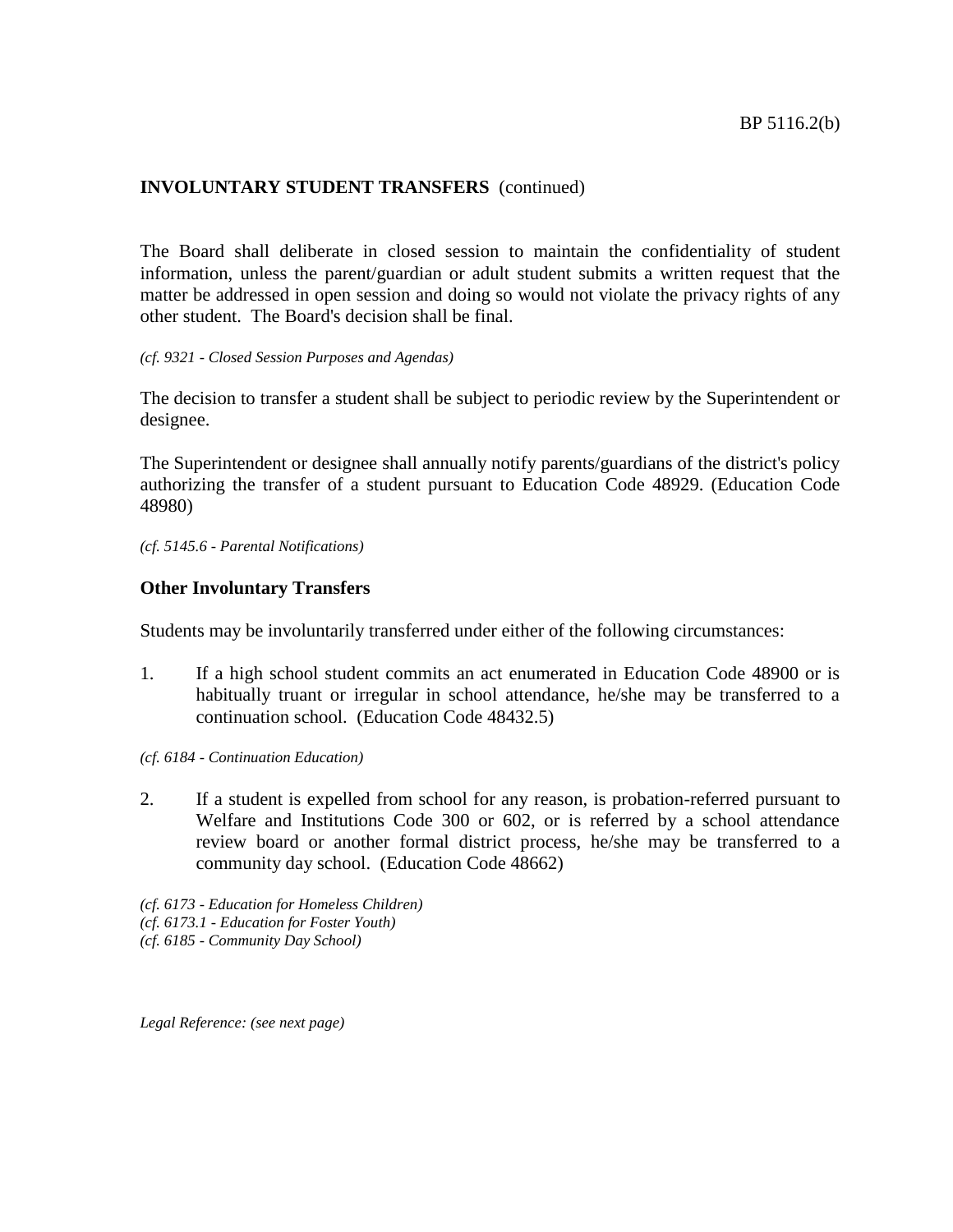**INVOLUNTARY STUDENT TRANSFERS** (continued)

The Board shall deliberate in closed session to maintain the confidentiality of student information, unless the parent/guardian or adult student submits a written request that the matter be addressed in open session and doing so would not violate the privacy rights of any other student. The Board's decision shall be final.

*(cf. 9321 - Closed Session Purposes and Agendas)*

The decision to transfer a student shall be subject to periodic review by the Superintendent or designee.

The Superintendent or designee shall annually notify parents/guardians of the district's policy authorizing the transfer of a student pursuant to Education Code 48929. (Education Code 48980)

*(cf. 5145.6 - Parental Notifications)*

## Other Involuntary Transfers

Students may be involuntarily transferred under either of the following circumstances:

1. If a high school student commits an act enumerated in Education Code 48900 or is habitually truant or irregular in school attendance, he/she may be transferred to a continuation school. (Education Code 48432.5)

*(cf. 6184 - Continuation Education)*

2. If a student is expelled from school for any reason, is probation-referred pursuant to Welfare and Institutions Code 300 or 602, or is referred by a school attendance review board or another formal district process, he/she may be transferred to a community day school. (Education Code 48662)

*(cf. 6173 - Education for Homeless Children)*
*(cf. 6173.1 - Education for Foster Youth)*
*(cf. 6185 - Community Day School)*

*Legal Reference: (see next page)*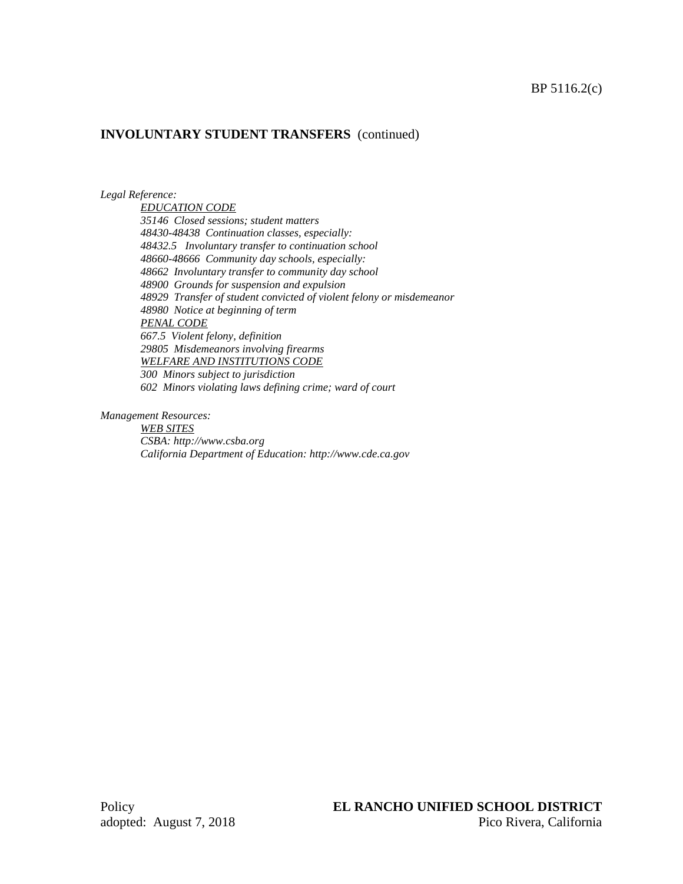*Legal Reference:*

*EDUCATION CODE*

*35146 Closed sessions; student matters*

*48430-48438 Continuation classes, especially:*

*48432.5 Involuntary transfer to continuation school*

*48660-48666 Community day schools, especially:*

*48662 Involuntary transfer to community day school*

*48900 Grounds for suspension and expulsion*

*48929 Transfer of student convicted of violent felony or misdemeanor*

*48980 Notice at beginning of term*

*PENAL CODE*

*667.5 Violent felony, definition*

*29805 Misdemeanors involving firearms*

*WELFARE AND INSTITUTIONS CODE*

*300 Minors subject to jurisdiction*

*602 Minors violating laws defining crime; ward of court*

*Management Resources:*

*WEB SITES*

*CSBA: http://www.csba.org*

*California Department of Education: http://www.cde.ca.gov*

Policy
adopted: August 7, 2018

**EL RANCHO UNIFIED SCHOOL DISTRICT**
Pico Rivera, California